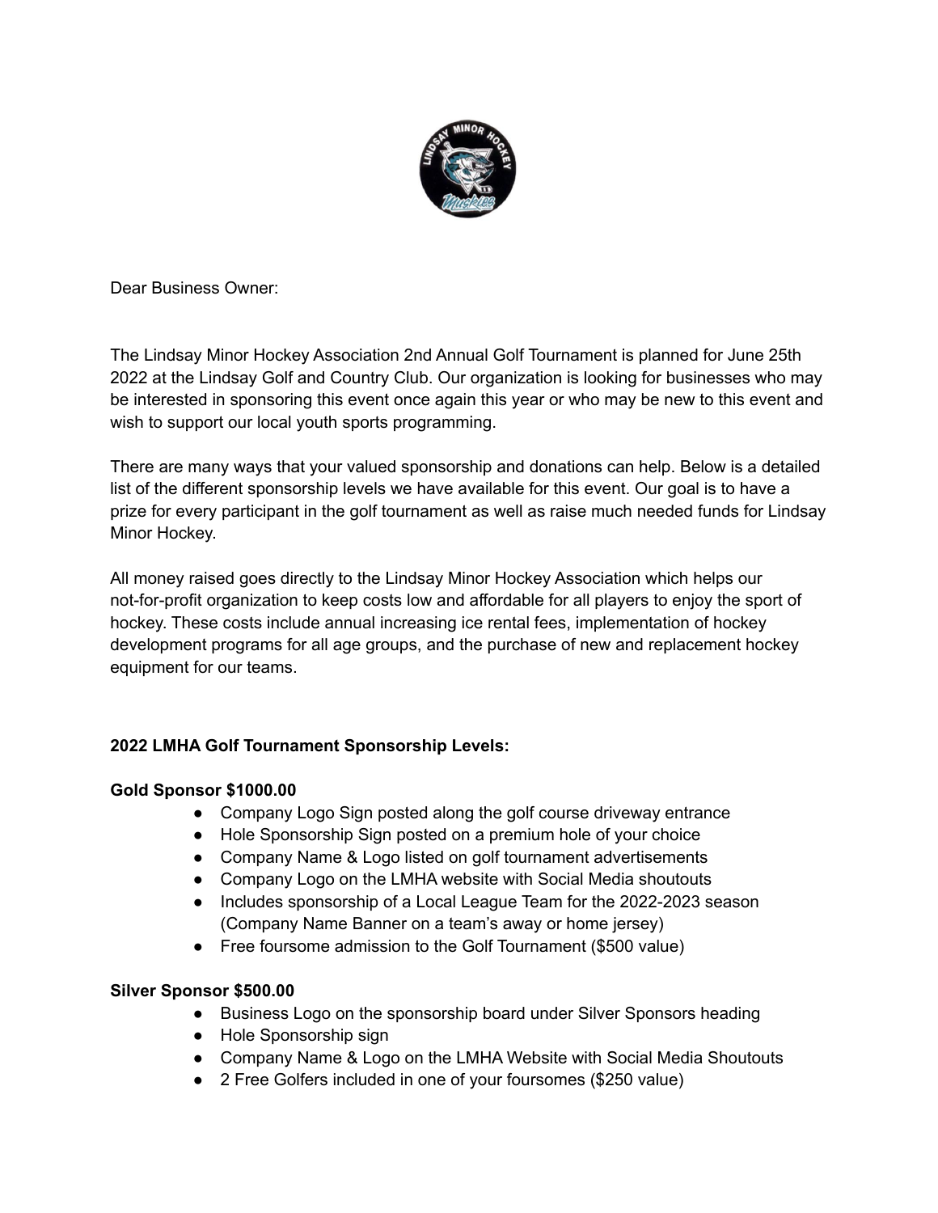Dear Business Owner:

The Lindsay Minor Hockey Association 2nd Annual Golf Tournament is planned for June 25th 2022 at the Lindsay Golf and Country Club. Our organization is looking for businesses who may be interested in sponsoring this event once again this year or who may be new to this event and wish to support our local youth sports programming.

There are many ways that your valued sponsorship and donations can help. Below is a detailed list of the different sponsorship levels we have available for this event. Our goal is to have a prize for every participant in the golf tournament as well as raise much needed funds for Lindsay Minor Hockey.

All money raised goes directly to the Lindsay Minor Hockey Association which helps our not-for-profit organization to keep costs low and affordable for all players to enjoy the sport of hockey. These costs include annual increasing ice rental fees, implementation of hockey development programs for all age groups, and the purchase of new and replacement hockey equipment for our teams.

**2022 LMHA Golf Tournament Sponsorship Levels:**

**Gold Sponsor $1000.00**

- Company Logo Sign posted along the golf course driveway entrance
- Hole Sponsorship Sign posted on a premium hole of your choice
- Company Name & Logo listed on golf tournament advertisements
- Company Logo on the LMHA website with Social Media shoutouts
- Includes sponsorship of a Local League Team for the 2022-2023 season (Company Name Banner on a team's away or home jersey)
- Free foursome admission to the Golf Tournament ($500 value)

**Silver Sponsor $500.00**

- Business Logo on the sponsorship board under Silver Sponsors heading
- Hole Sponsorship sign
- Company Name & Logo on the LMHA Website with Social Media Shoutouts
- 2 Free Golfers included in one of your foursomes ($250 value)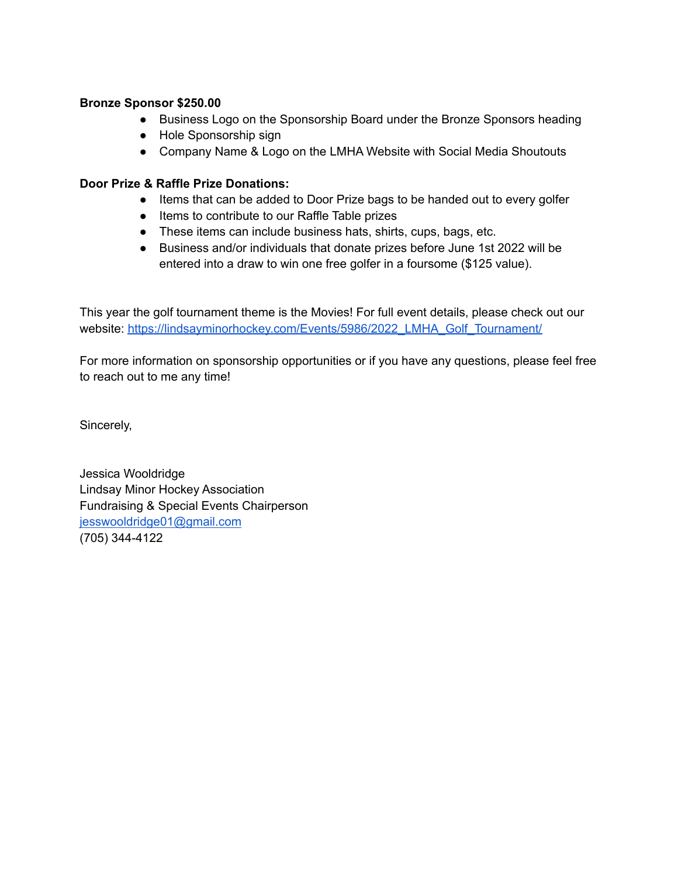**Bronze Sponsor $250.00**

- Business Logo on the Sponsorship Board under the Bronze Sponsors heading
- Hole Sponsorship sign
- Company Name & Logo on the LMHA Website with Social Media Shoutouts

**Door Prize & Raffle Prize Donations:**

- Items that can be added to Door Prize bags to be handed out to every golfer
- Items to contribute to our Raffle Table prizes
- These items can include business hats, shirts, cups, bags, etc.
- Business and/or individuals that donate prizes before June 1st 2022 will be entered into a draw to win one free golfer in a foursome ($125 value).

This year the golf tournament theme is the Movies! For full event details, please check out our website: [https://lindsayminorhockey.com/Events/5986/2022_LMHA_Golf_Tournament/](https://lindsayminorhockey.com/Events/5986/2022_LMHA_Golf_Tournament/)

For more information on sponsorship opportunities or if you have any questions, please feel free to reach out to me any time!

Sincerely,

Jessica Wooldridge
Lindsay Minor Hockey Association
Fundraising & Special Events Chairperson
[jesswooldridge01@gmail.com](mailto:jesswooldridge01@gmail.com)
(705) 344-4122